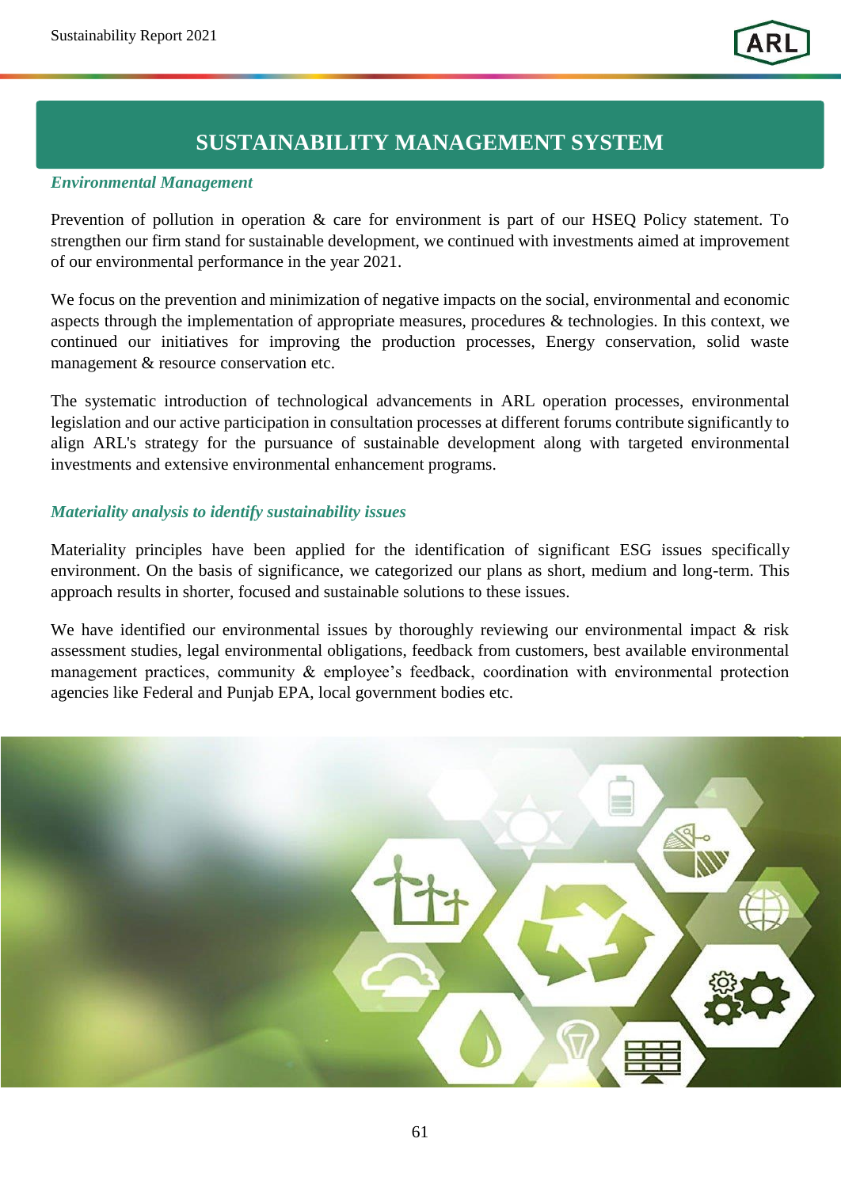# SUSTAINABILITY MANAGEMENT SYSTEM

***Environmental Management***

Prevention of pollution in operation & care for environment is part of our HSEQ Policy statement. To strengthen our firm stand for sustainable development, we continued with investments aimed at improvement of our environmental performance in the year 2021.

We focus on the prevention and minimization of negative impacts on the social, environmental and economic aspects through the implementation of appropriate measures, procedures & technologies. In this context, we continued our initiatives for improving the production processes, Energy conservation, solid waste management & resource conservation etc.

The systematic introduction of technological advancements in ARL operation processes, environmental legislation and our active participation in consultation processes at different forums contribute significantly to align ARL's strategy for the pursuance of sustainable development along with targeted environmental investments and extensive environmental enhancement programs.

***Materiality analysis to identify sustainability issues***

Materiality principles have been applied for the identification of significant ESG issues specifically environment. On the basis of significance, we categorized our plans as short, medium and long-term. This approach results in shorter, focused and sustainable solutions to these issues.

We have identified our environmental issues by thoroughly reviewing our environmental impact & risk assessment studies, legal environmental obligations, feedback from customers, best available environmental management practices, community & employee's feedback, coordination with environmental protection agencies like Federal and Punjab EPA, local government bodies etc.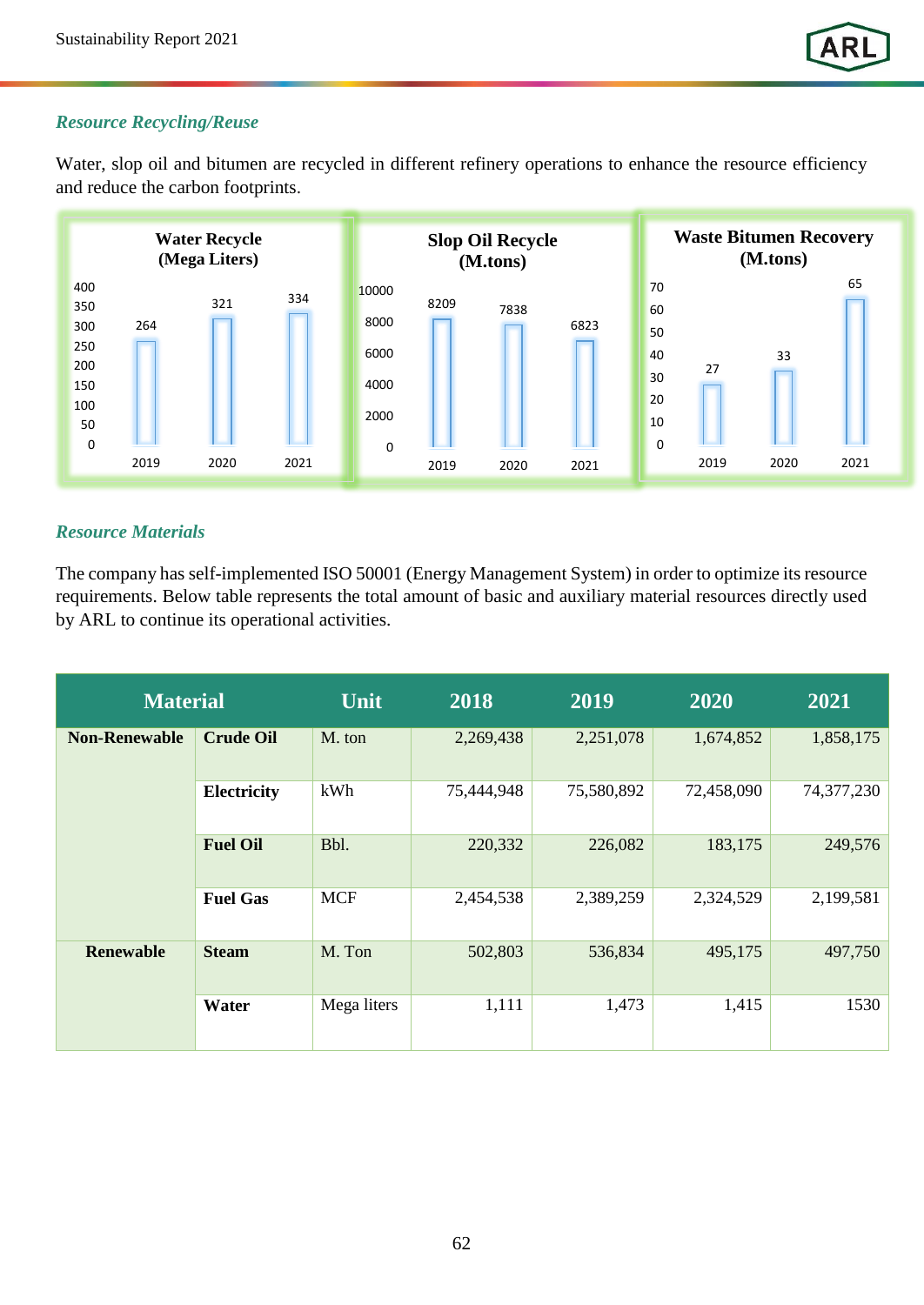### *Resource Recycling/Reuse*

Water, slop oil and bitumen are recycled in different refinery operations to enhance the resource efficiency and reduce the carbon footprints.

**Water Recycle (Mega Liters)**

400
350
300
250
200
150
100
50
0

264
321
334

2019
2020
2021

**Slop Oil Recycle (M.tons)**

10000
8000
6000
4000
2000
0

8209
7838
6823

2019
2020
2021

**Waste Bitumen Recovery (M.tons)**

70
60
50
40
30
20
10
0

27
33
65

2019
2020
2021

### *Resource Materials*

The company has self-implemented ISO 50001 (Energy Management System) in order to optimize its resource requirements. Below table represents the total amount of basic and auxiliary material resources directly used by ARL to continue its operational activities.

| Material | | Unit | 2018 | 2019 | 2020 | 2021 |
|---|---|---|---|---|---|---|
| **Non-Renewable** | **Crude Oil** | M. ton | 2,269,438 | 2,251,078 | 1,674,852 | 1,858,175 |
| | **Electricity** | kWh | 75,444,948 | 75,580,892 | 72,458,090 | 74,377,230 |
| | **Fuel Oil** | Bbl. | 220,332 | 226,082 | 183,175 | 249,576 |
| | **Fuel Gas** | MCF | 2,454,538 | 2,389,259 | 2,324,529 | 2,199,581 |
| **Renewable** | **Steam** | M. Ton | 502,803 | 536,834 | 495,175 | 497,750 |
| | **Water** | Mega liters | 1,111 | 1,473 | 1,415 | 1530 |